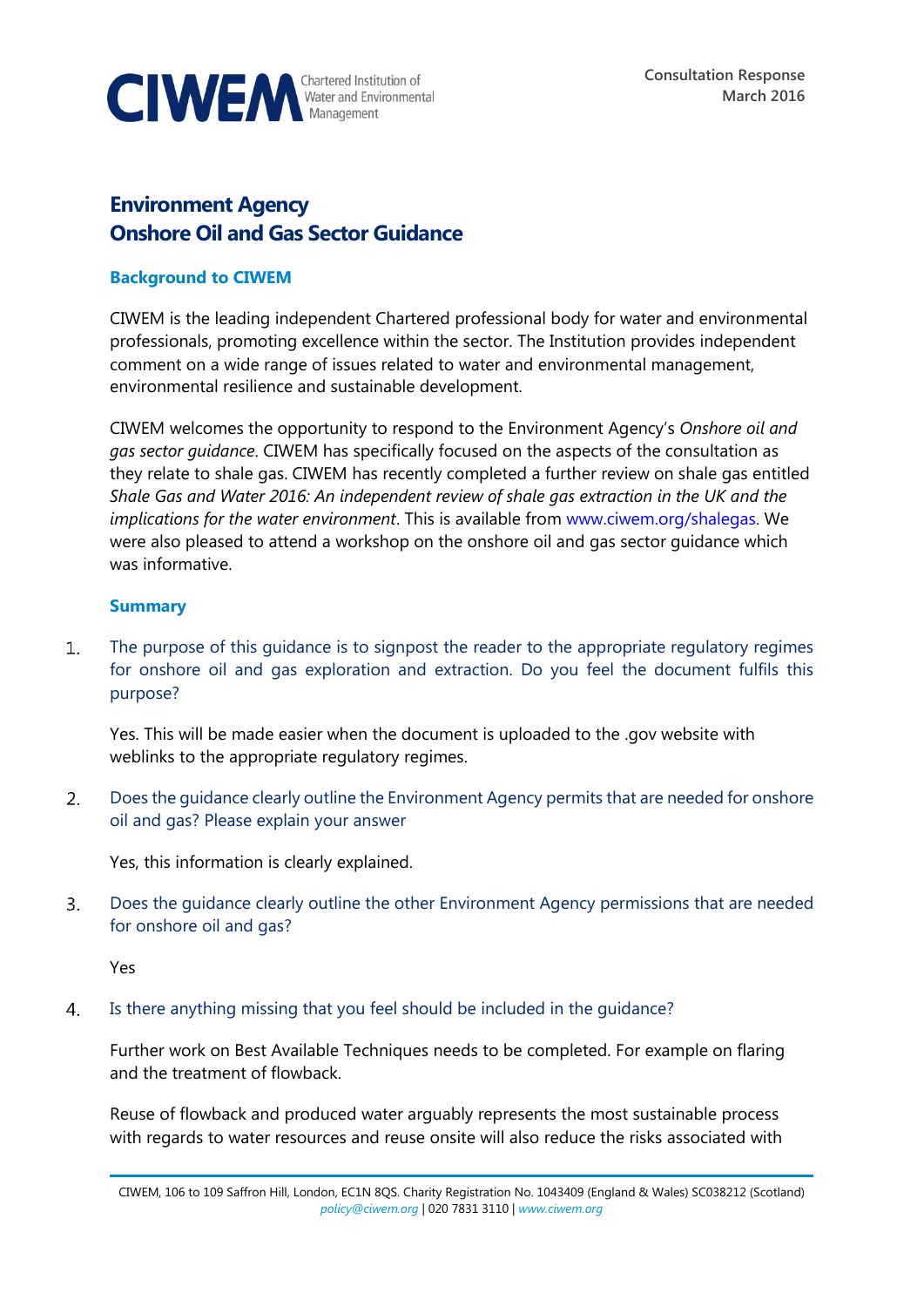CIWEM Chartered Institution of Water and Environmental Management

Consultation Response
March 2016

# Environment Agency
# Onshore Oil and Gas Sector Guidance

## Background to CIWEM

CIWEM is the leading independent Chartered professional body for water and environmental professionals, promoting excellence within the sector. The Institution provides independent comment on a wide range of issues related to water and environmental management, environmental resilience and sustainable development.

CIWEM welcomes the opportunity to respond to the Environment Agency's *Onshore oil and gas sector guidance*. CIWEM has specifically focused on the aspects of the consultation as they relate to shale gas. CIWEM has recently completed a further review on shale gas entitled *Shale Gas and Water 2016: An independent review of shale gas extraction in the UK and the implications for the water environment*. This is available from www.ciwem.org/shalegas. We were also pleased to attend a workshop on the onshore oil and gas sector guidance which was informative.

## Summary

1. The purpose of this guidance is to signpost the reader to the appropriate regulatory regimes for onshore oil and gas exploration and extraction. Do you feel the document fulfils this purpose?

   Yes. This will be made easier when the document is uploaded to the .gov website with weblinks to the appropriate regulatory regimes.

2. Does the guidance clearly outline the Environment Agency permits that are needed for onshore oil and gas? Please explain your answer

   Yes, this information is clearly explained.

3. Does the guidance clearly outline the other Environment Agency permissions that are needed for onshore oil and gas?

   Yes

4. Is there anything missing that you feel should be included in the guidance?

   Further work on Best Available Techniques needs to be completed. For example on flaring and the treatment of flowback.

   Reuse of flowback and produced water arguably represents the most sustainable process with regards to water resources and reuse onsite will also reduce the risks associated with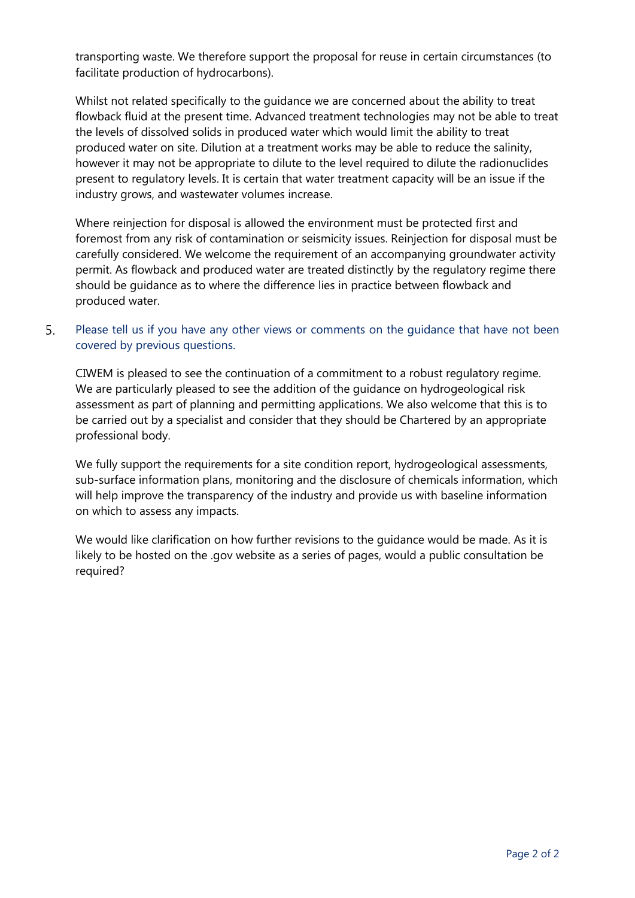transporting waste. We therefore support the proposal for reuse in certain circumstances (to facilitate production of hydrocarbons).

Whilst not related specifically to the guidance we are concerned about the ability to treat flowback fluid at the present time. Advanced treatment technologies may not be able to treat the levels of dissolved solids in produced water which would limit the ability to treat produced water on site. Dilution at a treatment works may be able to reduce the salinity, however it may not be appropriate to dilute to the level required to dilute the radionuclides present to regulatory levels. It is certain that water treatment capacity will be an issue if the industry grows, and wastewater volumes increase.

Where reinjection for disposal is allowed the environment must be protected first and foremost from any risk of contamination or seismicity issues. Reinjection for disposal must be carefully considered. We welcome the requirement of an accompanying groundwater activity permit. As flowback and produced water are treated distinctly by the regulatory regime there should be guidance as to where the difference lies in practice between flowback and produced water.

5. Please tell us if you have any other views or comments on the guidance that have not been covered by previous questions.

CIWEM is pleased to see the continuation of a commitment to a robust regulatory regime. We are particularly pleased to see the addition of the guidance on hydrogeological risk assessment as part of planning and permitting applications. We also welcome that this is to be carried out by a specialist and consider that they should be Chartered by an appropriate professional body.

We fully support the requirements for a site condition report, hydrogeological assessments, sub-surface information plans, monitoring and the disclosure of chemicals information, which will help improve the transparency of the industry and provide us with baseline information on which to assess any impacts.

We would like clarification on how further revisions to the guidance would be made. As it is likely to be hosted on the .gov website as a series of pages, would a public consultation be required?